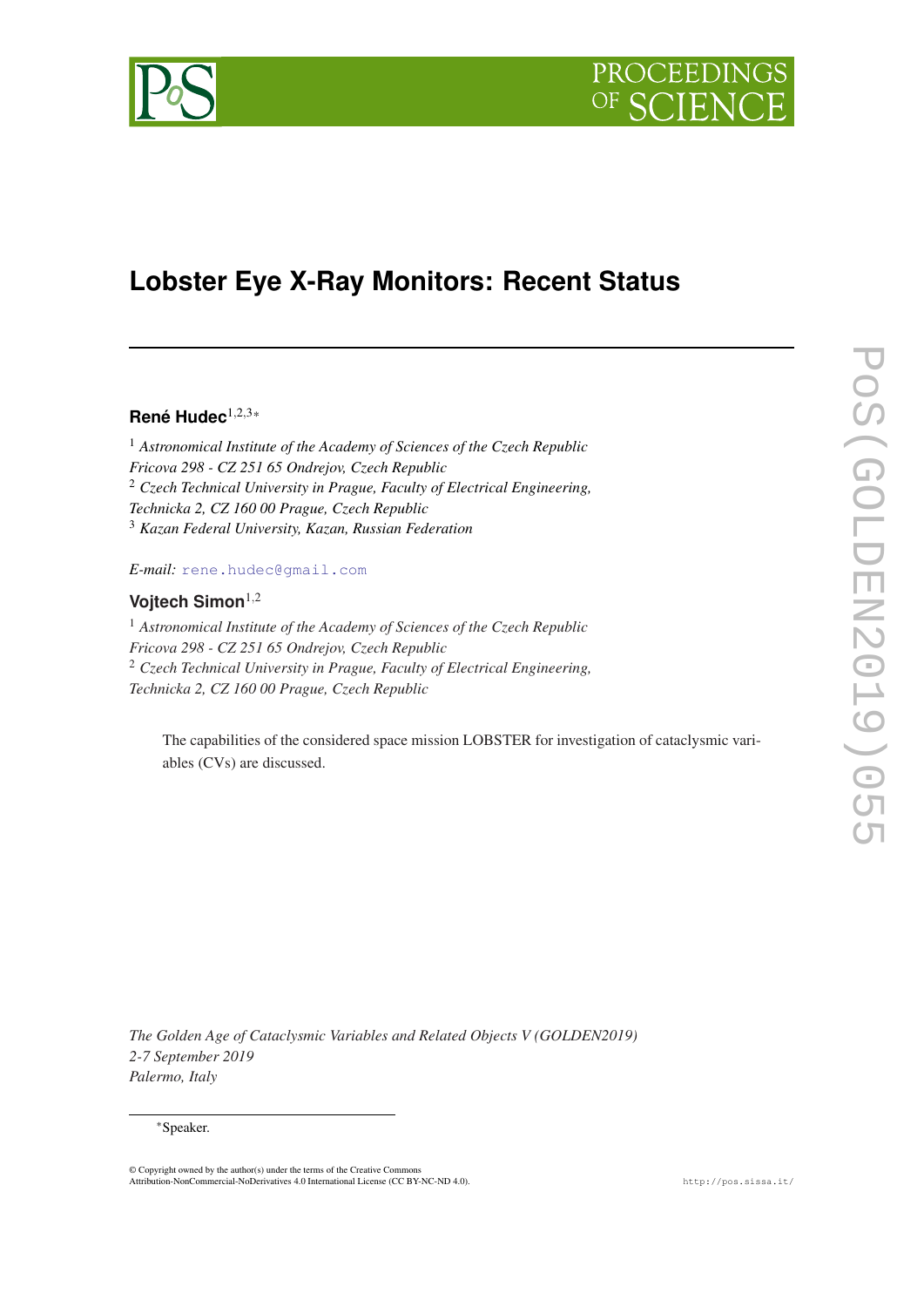# Lobster Eye X-Ray Monitors: Recent Status

**René Hudec**[1,2,3]*

[1] *Astronomical Institute of the Academy of Sciences of the Czech Republic*
*Fricova 298 - CZ 251 65 Ondrejov, Czech Republic*
[2] *Czech Technical University in Prague, Faculty of Electrical Engineering,*
*Technicka 2, CZ 160 00 Prague, Czech Republic*
[3] *Kazan Federal University, Kazan, Russian Federation*

*E-mail:* rene.hudec@gmail.com

**Vojtech Simon**[1,2]

[1] *Astronomical Institute of the Academy of Sciences of the Czech Republic*
*Fricova 298 - CZ 251 65 Ondrejov, Czech Republic*
[2] *Czech Technical University in Prague, Faculty of Electrical Engineering,*
*Technicka 2, CZ 160 00 Prague, Czech Republic*

The capabilities of the considered space mission LOBSTER for investigation of cataclysmic variables (CVs) are discussed.

*The Golden Age of Cataclysmic Variables and Related Objects V (GOLDEN2019)*
*2-7 September 2019*
*Palermo, Italy*

*Speaker.

© Copyright owned by the author(s) under the terms of the Creative Commons Attribution-NonCommercial-NoDerivatives 4.0 International License (CC BY-NC-ND 4.0).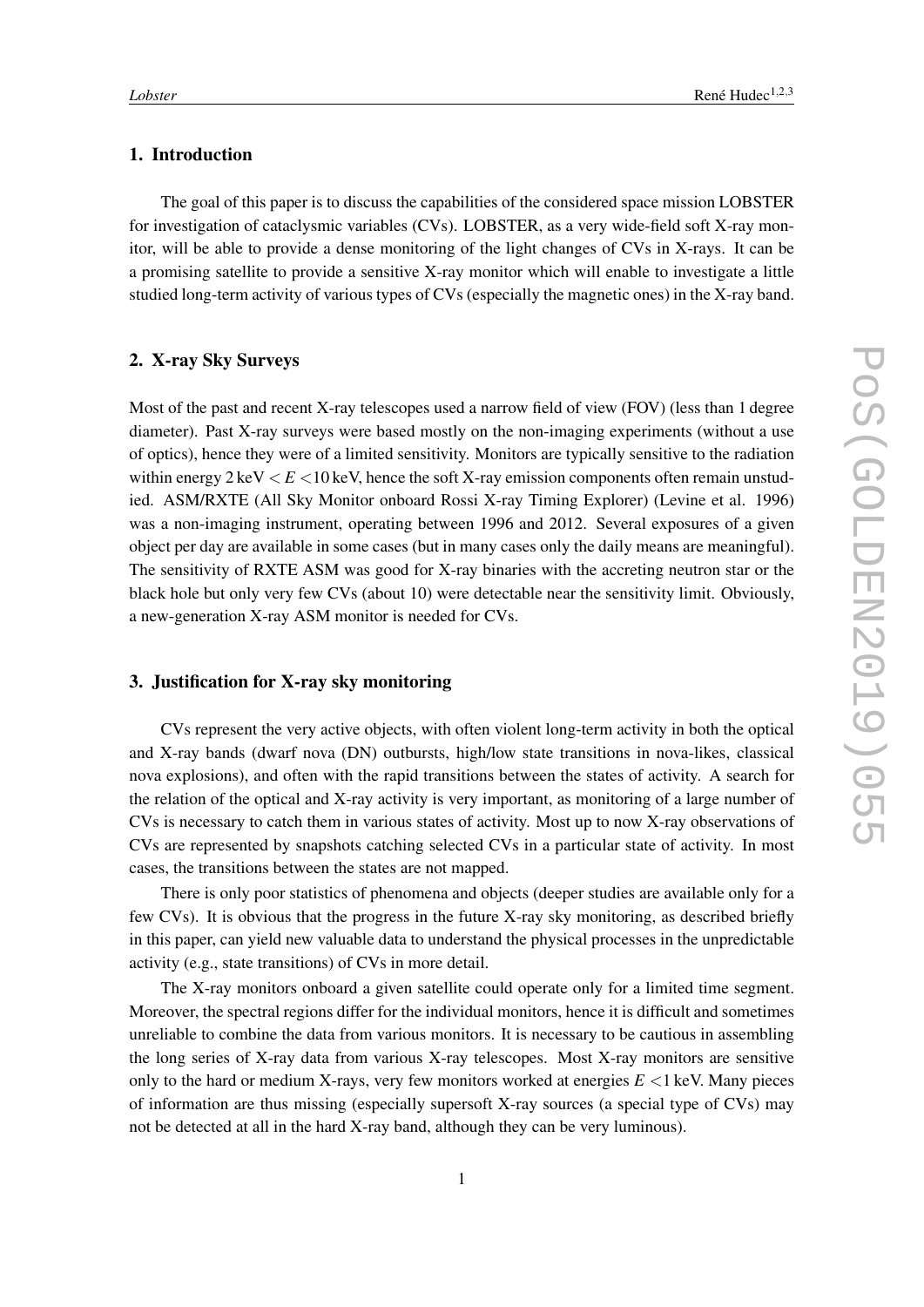## 1. Introduction

The goal of this paper is to discuss the capabilities of the considered space mission LOBSTER for investigation of cataclysmic variables (CVs). LOBSTER, as a very wide-field soft X-ray monitor, will be able to provide a dense monitoring of the light changes of CVs in X-rays. It can be a promising satellite to provide a sensitive X-ray monitor which will enable to investigate a little studied long-term activity of various types of CVs (especially the magnetic ones) in the X-ray band.

## 2. X-ray Sky Surveys

Most of the past and recent X-ray telescopes used a narrow field of view (FOV) (less than 1 degree diameter). Past X-ray surveys were based mostly on the non-imaging experiments (without a use of optics), hence they were of a limited sensitivity. Monitors are typically sensitive to the radiation within energy $2\,\mathrm{keV} < E < 10\,\mathrm{keV}$, hence the soft X-ray emission components often remain unstudied. ASM/RXTE (All Sky Monitor onboard Rossi X-ray Timing Explorer) (Levine et al. 1996) was a non-imaging instrument, operating between 1996 and 2012. Several exposures of a given object per day are available in some cases (but in many cases only the daily means are meaningful). The sensitivity of RXTE ASM was good for X-ray binaries with the accreting neutron star or the black hole but only very few CVs (about 10) were detectable near the sensitivity limit. Obviously, a new-generation X-ray ASM monitor is needed for CVs.

## 3. Justification for X-ray sky monitoring

CVs represent the very active objects, with often violent long-term activity in both the optical and X-ray bands (dwarf nova (DN) outbursts, high/low state transitions in nova-likes, classical nova explosions), and often with the rapid transitions between the states of activity. A search for the relation of the optical and X-ray activity is very important, as monitoring of a large number of CVs is necessary to catch them in various states of activity. Most up to now X-ray observations of CVs are represented by snapshots catching selected CVs in a particular state of activity. In most cases, the transitions between the states are not mapped.

There is only poor statistics of phenomena and objects (deeper studies are available only for a few CVs). It is obvious that the progress in the future X-ray sky monitoring, as described briefly in this paper, can yield new valuable data to understand the physical processes in the unpredictable activity (e.g., state transitions) of CVs in more detail.

The X-ray monitors onboard a given satellite could operate only for a limited time segment. Moreover, the spectral regions differ for the individual monitors, hence it is difficult and sometimes unreliable to combine the data from various monitors. It is necessary to be cautious in assembling the long series of X-ray data from various X-ray telescopes. Most X-ray monitors are sensitive only to the hard or medium X-rays, very few monitors worked at energies $E < 1\,\mathrm{keV}$. Many pieces of information are thus missing (especially supersoft X-ray sources (a special type of CVs) may not be detected at all in the hard X-ray band, although they can be very luminous).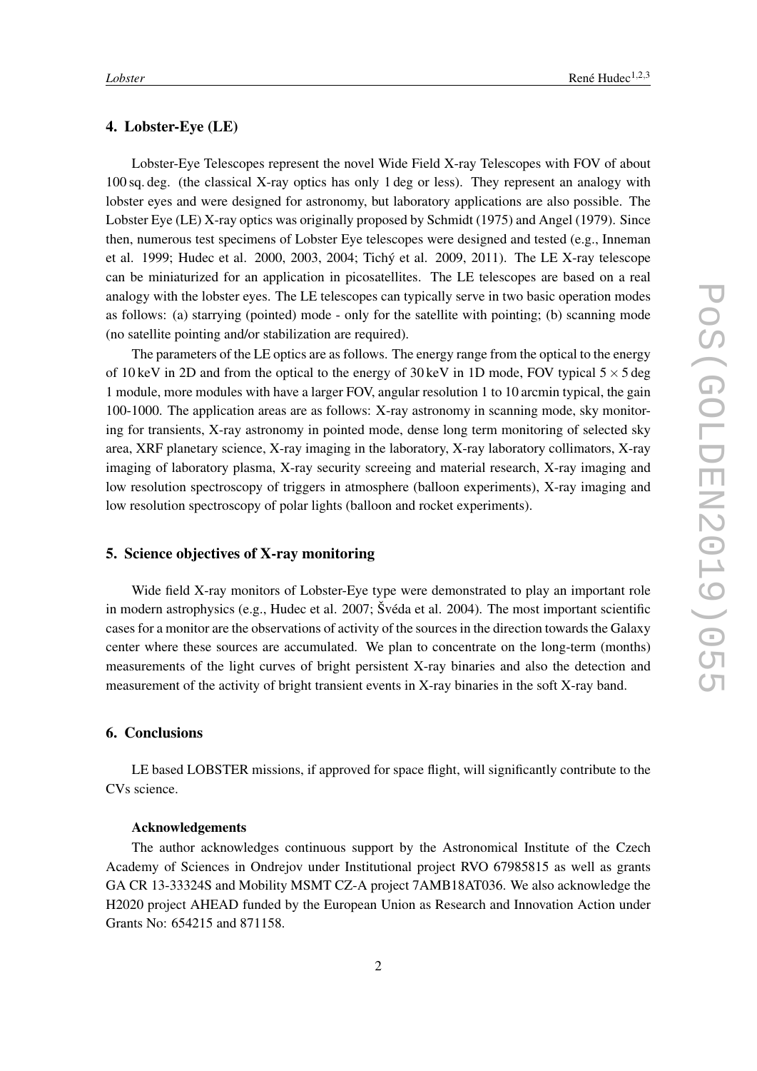## 4. Lobster-Eye (LE)

Lobster-Eye Telescopes represent the novel Wide Field X-ray Telescopes with FOV of about 100 sq. deg. (the classical X-ray optics has only 1 deg or less). They represent an analogy with lobster eyes and were designed for astronomy, but laboratory applications are also possible. The Lobster Eye (LE) X-ray optics was originally proposed by Schmidt (1975) and Angel (1979). Since then, numerous test specimens of Lobster Eye telescopes were designed and tested (e.g., Inneman et al. 1999; Hudec et al. 2000, 2003, 2004; Tichý et al. 2009, 2011). The LE X-ray telescope can be miniaturized for an application in picosatellites. The LE telescopes are based on a real analogy with the lobster eyes. The LE telescopes can typically serve in two basic operation modes as follows: (a) starrying (pointed) mode - only for the satellite with pointing; (b) scanning mode (no satellite pointing and/or stabilization are required).

The parameters of the LE optics are as follows. The energy range from the optical to the energy of 10 keV in 2D and from the optical to the energy of 30 keV in 1D mode, FOV typical $5 \times 5$ deg 1 module, more modules with have a larger FOV, angular resolution 1 to 10 arcmin typical, the gain 100-1000. The application areas are as follows: X-ray astronomy in scanning mode, sky monitoring for transients, X-ray astronomy in pointed mode, dense long term monitoring of selected sky area, XRF planetary science, X-ray imaging in the laboratory, X-ray laboratory collimators, X-ray imaging of laboratory plasma, X-ray security screeing and material research, X-ray imaging and low resolution spectroscopy of triggers in atmosphere (balloon experiments), X-ray imaging and low resolution spectroscopy of polar lights (balloon and rocket experiments).

## 5. Science objectives of X-ray monitoring

Wide field X-ray monitors of Lobster-Eye type were demonstrated to play an important role in modern astrophysics (e.g., Hudec et al. 2007; Švéda et al. 2004). The most important scientific cases for a monitor are the observations of activity of the sources in the direction towards the Galaxy center where these sources are accumulated. We plan to concentrate on the long-term (months) measurements of the light curves of bright persistent X-ray binaries and also the detection and measurement of the activity of bright transient events in X-ray binaries in the soft X-ray band.

## 6. Conclusions

LE based LOBSTER missions, if approved for space flight, will significantly contribute to the CVs science.

### Acknowledgements

The author acknowledges continuous support by the Astronomical Institute of the Czech Academy of Sciences in Ondrejov under Institutional project RVO 67985815 as well as grants GA CR 13-33324S and Mobility MSMT CZ-A project 7AMB18AT036. We also acknowledge the H2020 project AHEAD funded by the European Union as Research and Innovation Action under Grants No: 654215 and 871158.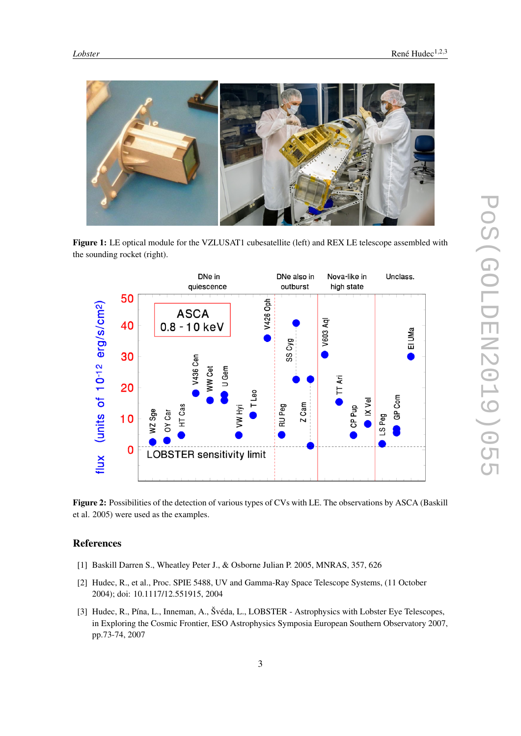**Figure 1:** LE optical module for the VZLUSAT1 cubesatellite (left) and REX LE telescope assembled with the sounding rocket (right).

**Figure 2:** Possibilities of the detection of various types of CVs with LE. The observations by ASCA (Baskill et al. 2005) were used as the examples.

## References

[1] Baskill Darren S., Wheatley Peter J., & Osborne Julian P. 2005, MNRAS, 357, 626

[2] Hudec, R., et al., Proc. SPIE 5488, UV and Gamma-Ray Space Telescope Systems, (11 October 2004); doi: 10.1117/12.551915, 2004

[3] Hudec, R., Pína, L., Inneman, A., Švéda, L., LOBSTER - Astrophysics with Lobster Eye Telescopes, in Exploring the Cosmic Frontier, ESO Astrophysics Symposia European Southern Observatory 2007, pp.73-74, 2007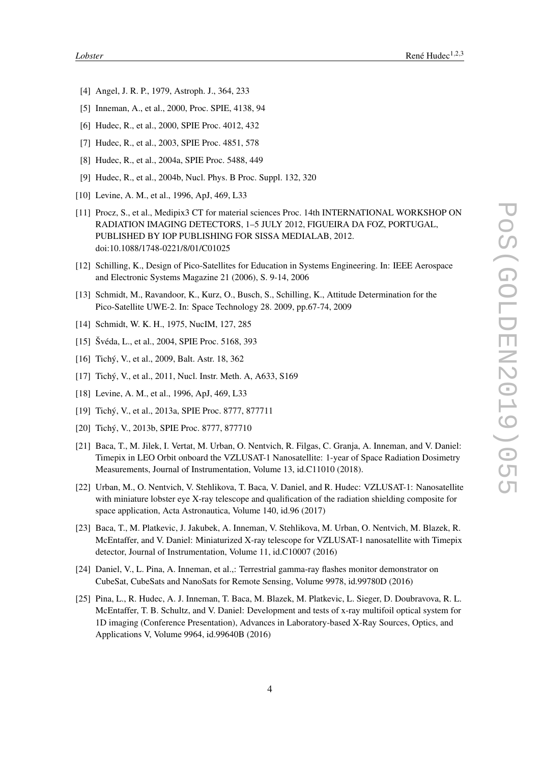[4] Angel, J. R. P., 1979, Astroph. J., 364, 233

[5] Inneman, A., et al., 2000, Proc. SPIE, 4138, 94

[6] Hudec, R., et al., 2000, SPIE Proc. 4012, 432

[7] Hudec, R., et al., 2003, SPIE Proc. 4851, 578

[8] Hudec, R., et al., 2004a, SPIE Proc. 5488, 449

[9] Hudec, R., et al., 2004b, Nucl. Phys. B Proc. Suppl. 132, 320

[10] Levine, A. M., et al., 1996, ApJ, 469, L33

[11] Procz, S., et al., Medipix3 CT for material sciences Proc. 14th INTERNATIONAL WORKSHOP ON RADIATION IMAGING DETECTORS, 1–5 JULY 2012, FIGUEIRA DA FOZ, PORTUGAL, PUBLISHED BY IOP PUBLISHING FOR SISSA MEDIALAB, 2012. doi:10.1088/1748-0221/8/01/C01025

[12] Schilling, K., Design of Pico-Satellites for Education in Systems Engineering. In: IEEE Aerospace and Electronic Systems Magazine 21 (2006), S. 9-14, 2006

[13] Schmidt, M., Ravandoor, K., Kurz, O., Busch, S., Schilling, K., Attitude Determination for the Pico-Satellite UWE-2. In: Space Technology 28. 2009, pp.67-74, 2009

[14] Schmidt, W. K. H., 1975, NucIM, 127, 285

[15] Švéda, L., et al., 2004, SPIE Proc. 5168, 393

[16] Tichý, V., et al., 2009, Balt. Astr. 18, 362

[17] Tichý, V., et al., 2011, Nucl. Instr. Meth. A, A633, S169

[18] Levine, A. M., et al., 1996, ApJ, 469, L33

[19] Tichý, V., et al., 2013a, SPIE Proc. 8777, 877711

[20] Tichý, V., 2013b, SPIE Proc. 8777, 877710

[21] Baca, T., M. Jilek, I. Vertat, M. Urban, O. Nentvich, R. Filgas, C. Granja, A. Inneman, and V. Daniel: Timepix in LEO Orbit onboard the VZLUSAT-1 Nanosatellite: 1-year of Space Radiation Dosimetry Measurements, Journal of Instrumentation, Volume 13, id.C11010 (2018).

[22] Urban, M., O. Nentvich, V. Stehlikova, T. Baca, V. Daniel, and R. Hudec: VZLUSAT-1: Nanosatellite with miniature lobster eye X-ray telescope and qualification of the radiation shielding composite for space application, Acta Astronautica, Volume 140, id.96 (2017)

[23] Baca, T., M. Platkevic, J. Jakubek, A. Inneman, V. Stehlikova, M. Urban, O. Nentvich, M. Blazek, R. McEntaffer, and V. Daniel: Miniaturized X-ray telescope for VZLUSAT-1 nanosatellite with Timepix detector, Journal of Instrumentation, Volume 11, id.C10007 (2016)

[24] Daniel, V., L. Pina, A. Inneman, et al.,: Terrestrial gamma-ray flashes monitor demonstrator on CubeSat, CubeSats and NanoSats for Remote Sensing, Volume 9978, id.99780D (2016)

[25] Pina, L., R. Hudec, A. J. Inneman, T. Baca, M. Blazek, M. Platkevic, L. Sieger, D. Doubravova, R. L. McEntaffer, T. B. Schultz, and V. Daniel: Development and tests of x-ray multifoil optical system for 1D imaging (Conference Presentation), Advances in Laboratory-based X-Ray Sources, Optics, and Applications V, Volume 9964, id.99640B (2016)